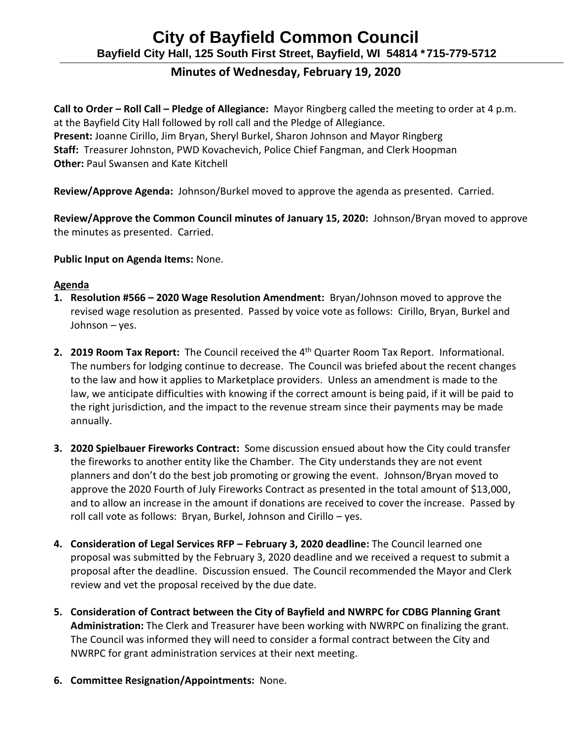# City of Bayfield Common Council

**Bayfield City Hall, 125 South First Street, Bayfield, WI 54814 \* 715-779-5712**

## Minutes of Wednesday, February 19, 2020

**Call to Order – Roll Call – Pledge of Allegiance:** Mayor Ringberg called the meeting to order at 4 p.m. at the Bayfield City Hall followed by roll call and the Pledge of Allegiance.
**Present:** Joanne Cirillo, Jim Bryan, Sheryl Burkel, Sharon Johnson and Mayor Ringberg
**Staff:** Treasurer Johnston, PWD Kovachevich, Police Chief Fangman, and Clerk Hoopman
**Other:** Paul Swansen and Kate Kitchell

**Review/Approve Agenda:** Johnson/Burkel moved to approve the agenda as presented. Carried.

**Review/Approve the Common Council minutes of January 15, 2020:** Johnson/Bryan moved to approve the minutes as presented. Carried.

**Public Input on Agenda Items:** None.

**Agenda**

1. **Resolution #566 – 2020 Wage Resolution Amendment:** Bryan/Johnson moved to approve the revised wage resolution as presented. Passed by voice vote as follows: Cirillo, Bryan, Burkel and Johnson – yes.

2. **2019 Room Tax Report:** The Council received the 4th Quarter Room Tax Report. Informational. The numbers for lodging continue to decrease. The Council was briefed about the recent changes to the law and how it applies to Marketplace providers. Unless an amendment is made to the law, we anticipate difficulties with knowing if the correct amount is being paid, if it will be paid to the right jurisdiction, and the impact to the revenue stream since their payments may be made annually.

3. **2020 Spielbauer Fireworks Contract:** Some discussion ensued about how the City could transfer the fireworks to another entity like the Chamber. The City understands they are not event planners and don't do the best job promoting or growing the event. Johnson/Bryan moved to approve the 2020 Fourth of July Fireworks Contract as presented in the total amount of $13,000, and to allow an increase in the amount if donations are received to cover the increase. Passed by roll call vote as follows: Bryan, Burkel, Johnson and Cirillo – yes.

4. **Consideration of Legal Services RFP – February 3, 2020 deadline:** The Council learned one proposal was submitted by the February 3, 2020 deadline and we received a request to submit a proposal after the deadline. Discussion ensued. The Council recommended the Mayor and Clerk review and vet the proposal received by the due date.

5. **Consideration of Contract between the City of Bayfield and NWRPC for CDBG Planning Grant Administration:** The Clerk and Treasurer have been working with NWRPC on finalizing the grant. The Council was informed they will need to consider a formal contract between the City and NWRPC for grant administration services at their next meeting.

6. **Committee Resignation/Appointments:** None.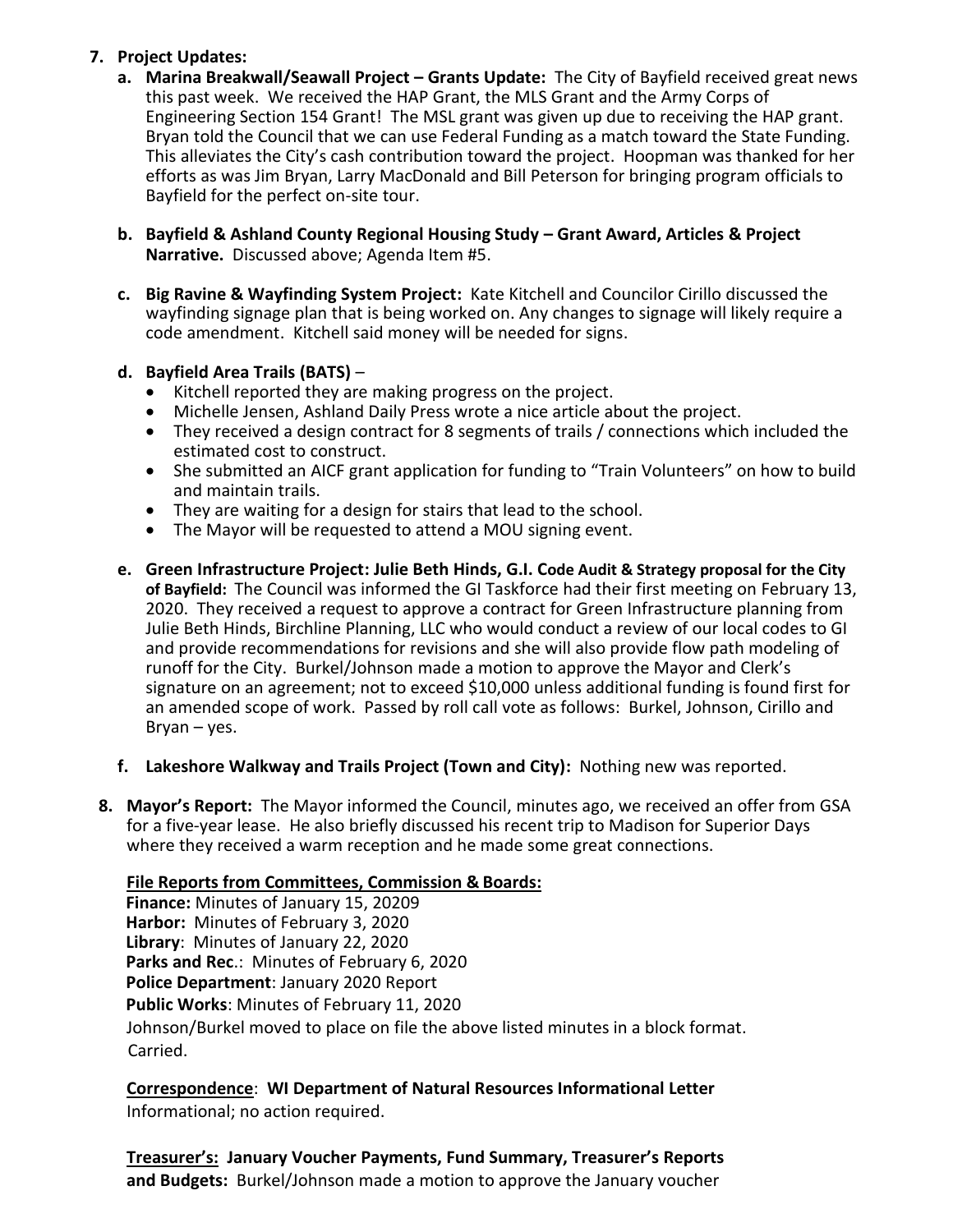7. **Project Updates:**
   a. **Marina Breakwall/Seawall Project – Grants Update:** The City of Bayfield received great news this past week. We received the HAP Grant, the MLS Grant and the Army Corps of Engineering Section 154 Grant! The MSL grant was given up due to receiving the HAP grant. Bryan told the Council that we can use Federal Funding as a match toward the State Funding. This alleviates the City's cash contribution toward the project. Hoopman was thanked for her efforts as was Jim Bryan, Larry MacDonald and Bill Peterson for bringing program officials to Bayfield for the perfect on-site tour.

   b. **Bayfield & Ashland County Regional Housing Study – Grant Award, Articles & Project Narrative.** Discussed above; Agenda Item #5.

   c. **Big Ravine & Wayfinding System Project:** Kate Kitchell and Councilor Cirillo discussed the wayfinding signage plan that is being worked on. Any changes to signage will likely require a code amendment. Kitchell said money will be needed for signs.

   d. **Bayfield Area Trails (BATS)** –
      - Kitchell reported they are making progress on the project.
      - Michelle Jensen, Ashland Daily Press wrote a nice article about the project.
      - They received a design contract for 8 segments of trails / connections which included the estimated cost to construct.
      - She submitted an AICF grant application for funding to "Train Volunteers" on how to build and maintain trails.
      - They are waiting for a design for stairs that lead to the school.
      - The Mayor will be requested to attend a MOU signing event.

   e. **Green Infrastructure Project: Julie Beth Hinds, G.I. Code Audit & Strategy proposal for the City of Bayfield:** The Council was informed the GI Taskforce had their first meeting on February 13, 2020. They received a request to approve a contract for Green Infrastructure planning from Julie Beth Hinds, Birchline Planning, LLC who would conduct a review of our local codes to GI and provide recommendations for revisions and she will also provide flow path modeling of runoff for the City. Burkel/Johnson made a motion to approve the Mayor and Clerk's signature on an agreement; not to exceed $10,000 unless additional funding is found first for an amended scope of work. Passed by roll call vote as follows: Burkel, Johnson, Cirillo and Bryan – yes.

   f. **Lakeshore Walkway and Trails Project (Town and City):** Nothing new was reported.

8. **Mayor's Report:** The Mayor informed the Council, minutes ago, we received an offer from GSA for a five-year lease. He also briefly discussed his recent trip to Madison for Superior Days where they received a warm reception and he made some great connections.

   **File Reports from Committees, Commission & Boards:**
   **Finance:** Minutes of January 15, 20209
   **Harbor:** Minutes of February 3, 2020
   **Library**: Minutes of January 22, 2020
   **Parks and Rec.**: Minutes of February 6, 2020
   **Police Department**: January 2020 Report
   **Public Works**: Minutes of February 11, 2020
   Johnson/Burkel moved to place on file the above listed minutes in a block format. Carried.

   **Correspondence**: **WI Department of Natural Resources Informational Letter**
   Informational; no action required.

   **Treasurer's: January Voucher Payments, Fund Summary, Treasurer's Reports and Budgets:** Burkel/Johnson made a motion to approve the January voucher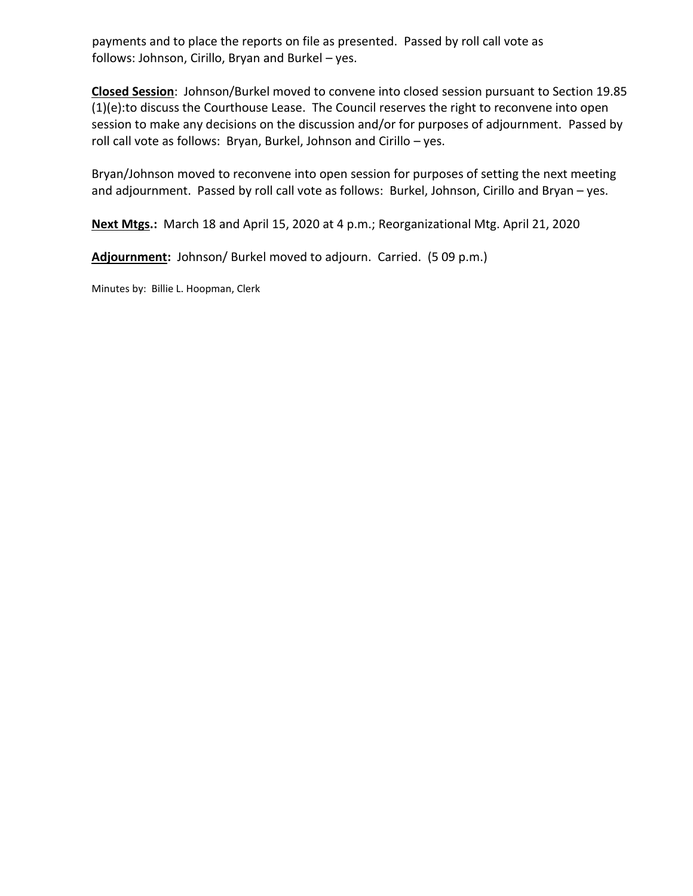payments and to place the reports on file as presented. Passed by roll call vote as follows: Johnson, Cirillo, Bryan and Burkel – yes.

**Closed Session**: Johnson/Burkel moved to convene into closed session pursuant to Section 19.85 (1)(e):to discuss the Courthouse Lease. The Council reserves the right to reconvene into open session to make any decisions on the discussion and/or for purposes of adjournment. Passed by roll call vote as follows: Bryan, Burkel, Johnson and Cirillo – yes.

Bryan/Johnson moved to reconvene into open session for purposes of setting the next meeting and adjournment. Passed by roll call vote as follows: Burkel, Johnson, Cirillo and Bryan – yes.

**Next Mtgs.:** March 18 and April 15, 2020 at 4 p.m.; Reorganizational Mtg. April 21, 2020

**Adjournment:** Johnson/ Burkel moved to adjourn. Carried. (5 09 p.m.)

Minutes by: Billie L. Hoopman, Clerk